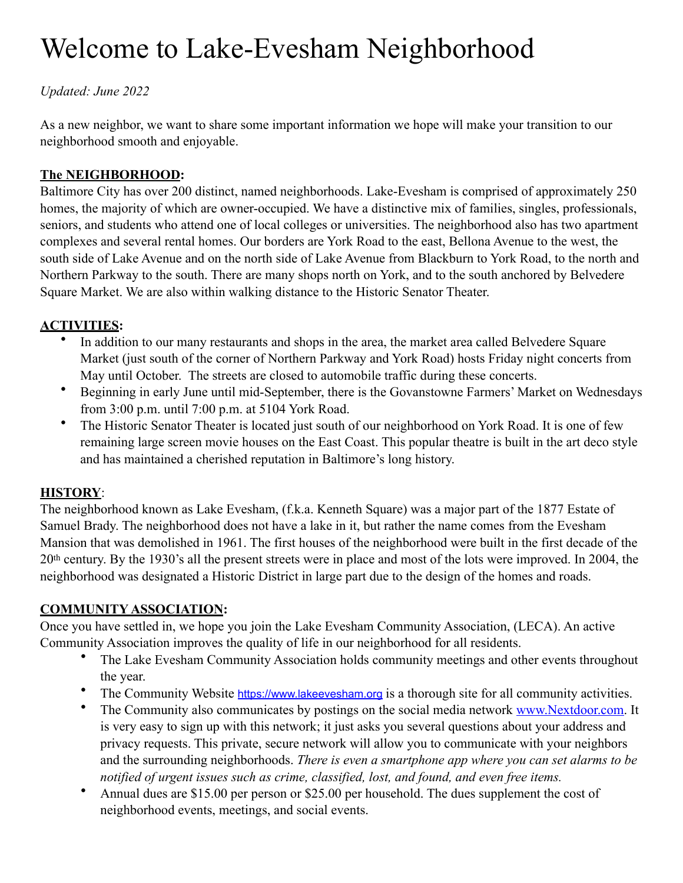# Welcome to Lake-Evesham Neighborhood

*Updated: June 2022*

As a new neighbor, we want to share some important information we hope will make your transition to our neighborhood smooth and enjoyable.

**The NEIGHBORHOOD:**

Baltimore City has over 200 distinct, named neighborhoods. Lake-Evesham is comprised of approximately 250 homes, the majority of which are owner-occupied. We have a distinctive mix of families, singles, professionals, seniors, and students who attend one of local colleges or universities. The neighborhood also has two apartment complexes and several rental homes. Our borders are York Road to the east, Bellona Avenue to the west, the south side of Lake Avenue and on the north side of Lake Avenue from Blackburn to York Road, to the north and Northern Parkway to the south. There are many shops north on York, and to the south anchored by Belvedere Square Market. We are also within walking distance to the Historic Senator Theater.

**ACTIVITIES:**

- In addition to our many restaurants and shops in the area, the market area called Belvedere Square Market (just south of the corner of Northern Parkway and York Road) hosts Friday night concerts from May until October. The streets are closed to automobile traffic during these concerts.
- Beginning in early June until mid-September, there is the Govanstowne Farmers' Market on Wednesdays from 3:00 p.m. until 7:00 p.m. at 5104 York Road.
- The Historic Senator Theater is located just south of our neighborhood on York Road. It is one of few remaining large screen movie houses on the East Coast. This popular theatre is built in the art deco style and has maintained a cherished reputation in Baltimore's long history.

**HISTORY**:

The neighborhood known as Lake Evesham, (f.k.a. Kenneth Square) was a major part of the 1877 Estate of Samuel Brady. The neighborhood does not have a lake in it, but rather the name comes from the Evesham Mansion that was demolished in 1961. The first houses of the neighborhood were built in the first decade of the 20th century. By the 1930's all the present streets were in place and most of the lots were improved. In 2004, the neighborhood was designated a Historic District in large part due to the design of the homes and roads.

**COMMUNITY ASSOCIATION:**

Once you have settled in, we hope you join the Lake Evesham Community Association, (LECA). An active Community Association improves the quality of life in our neighborhood for all residents.

- The Lake Evesham Community Association holds community meetings and other events throughout the year.
- The Community Website https://www.lakeevesham.org is a thorough site for all community activities.
- The Community also communicates by postings on the social media network www.Nextdoor.com. It is very easy to sign up with this network; it just asks you several questions about your address and privacy requests. This private, secure network will allow you to communicate with your neighbors and the surrounding neighborhoods. *There is even a smartphone app where you can set alarms to be notified of urgent issues such as crime, classified, lost, and found, and even free items.*
- Annual dues are $15.00 per person or $25.00 per household. The dues supplement the cost of neighborhood events, meetings, and social events.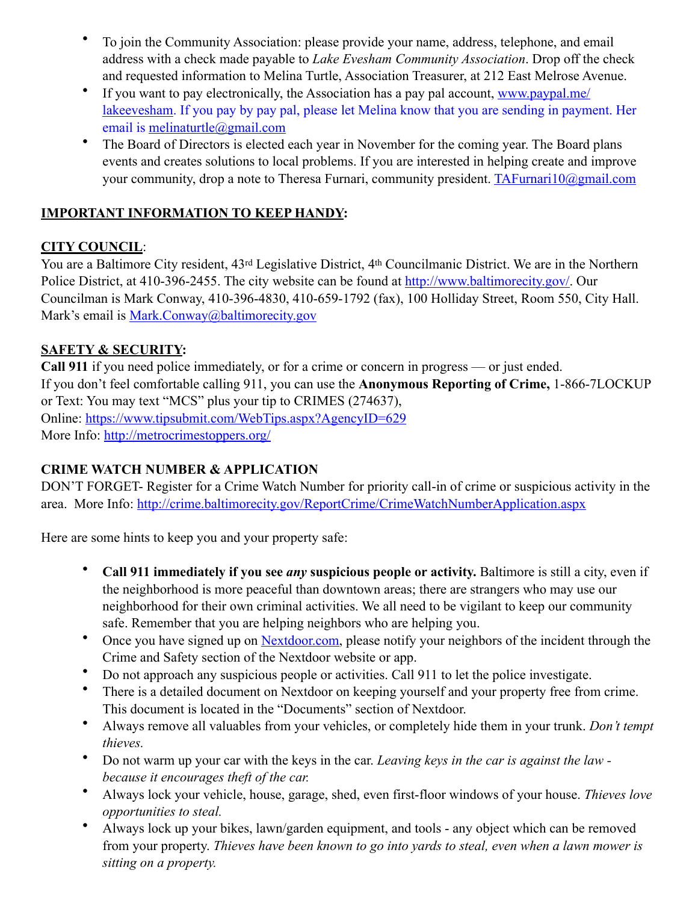- To join the Community Association: please provide your name, address, telephone, and email address with a check made payable to *Lake Evesham Community Association*. Drop off the check and requested information to Melina Turtle, Association Treasurer, at 212 East Melrose Avenue.
- If you want to pay electronically, the Association has a pay pal account, www.paypal.me/lakeevesham. If you pay by pay pal, please let Melina know that you are sending in payment. Her email is melinaturtle@gmail.com
- The Board of Directors is elected each year in November for the coming year. The Board plans events and creates solutions to local problems. If you are interested in helping create and improve your community, drop a note to Theresa Furnari, community president. TAFurnari10@gmail.com

**IMPORTANT INFORMATION TO KEEP HANDY:**

**CITY COUNCIL**:

You are a Baltimore City resident, 43rd Legislative District, 4th Councilmanic District. We are in the Northern Police District, at 410-396-2455. The city website can be found at http://www.baltimorecity.gov/. Our Councilman is Mark Conway, 410-396-4830, 410-659-1792 (fax), 100 Holliday Street, Room 550, City Hall. Mark's email is Mark.Conway@baltimorecity.gov

**SAFETY & SECURITY:**

**Call 911** if you need police immediately, or for a crime or concern in progress — or just ended.
If you don't feel comfortable calling 911, you can use the **Anonymous Reporting of Crime,** 1-866-7LOCKUP or Text: You may text "MCS" plus your tip to CRIMES (274637),
Online: https://www.tipsubmit.com/WebTips.aspx?AgencyID=629
More Info: http://metrocrimestoppers.org/

**CRIME WATCH NUMBER & APPLICATION**

DON'T FORGET- Register for a Crime Watch Number for priority call-in of crime or suspicious activity in the area. More Info: http://crime.baltimorecity.gov/ReportCrime/CrimeWatchNumberApplication.aspx

Here are some hints to keep you and your property safe:

- **Call 911 immediately if you see *any* suspicious people or activity.** Baltimore is still a city, even if the neighborhood is more peaceful than downtown areas; there are strangers who may use our neighborhood for their own criminal activities. We all need to be vigilant to keep our community safe. Remember that you are helping neighbors who are helping you.
- Once you have signed up on Nextdoor.com, please notify your neighbors of the incident through the Crime and Safety section of the Nextdoor website or app.
- Do not approach any suspicious people or activities. Call 911 to let the police investigate.
- There is a detailed document on Nextdoor on keeping yourself and your property free from crime. This document is located in the "Documents" section of Nextdoor.
- Always remove all valuables from your vehicles, or completely hide them in your trunk. *Don't tempt thieves.*
- Do not warm up your car with the keys in the car. *Leaving keys in the car is against the law - because it encourages theft of the car.*
- Always lock your vehicle, house, garage, shed, even first-floor windows of your house. *Thieves love opportunities to steal.*
- Always lock up your bikes, lawn/garden equipment, and tools - any object which can be removed from your property. *Thieves have been known to go into yards to steal, even when a lawn mower is sitting on a property.*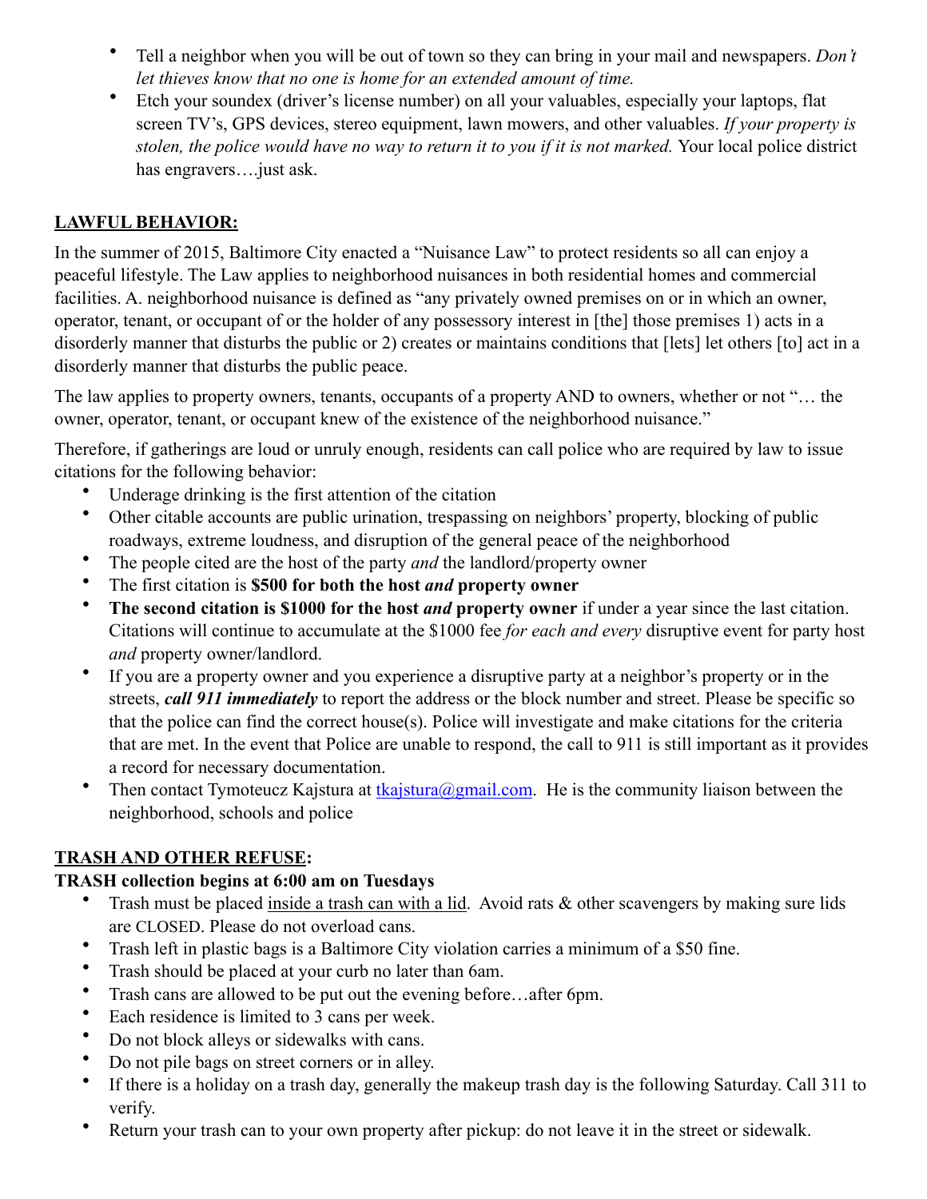- Tell a neighbor when you will be out of town so they can bring in your mail and newspapers. *Don't let thieves know that no one is home for an extended amount of time.*
- Etch your soundex (driver's license number) on all your valuables, especially your laptops, flat screen TV's, GPS devices, stereo equipment, lawn mowers, and other valuables. *If your property is stolen, the police would have no way to return it to you if it is not marked.* Your local police district has engravers….just ask.

## LAWFUL BEHAVIOR:

In the summer of 2015, Baltimore City enacted a "Nuisance Law" to protect residents so all can enjoy a peaceful lifestyle. The Law applies to neighborhood nuisances in both residential homes and commercial facilities. A. neighborhood nuisance is defined as "any privately owned premises on or in which an owner, operator, tenant, or occupant of or the holder of any possessory interest in [the] those premises 1) acts in a disorderly manner that disturbs the public or 2) creates or maintains conditions that [lets] let others [to] act in a disorderly manner that disturbs the public peace.

The law applies to property owners, tenants, occupants of a property AND to owners, whether or not "… the owner, operator, tenant, or occupant knew of the existence of the neighborhood nuisance."

Therefore, if gatherings are loud or unruly enough, residents can call police who are required by law to issue citations for the following behavior:

- Underage drinking is the first attention of the citation
- Other citable accounts are public urination, trespassing on neighbors' property, blocking of public roadways, extreme loudness, and disruption of the general peace of the neighborhood
- The people cited are the host of the party *and* the landlord/property owner
- The first citation is **$500 for both the host *and* property owner**
- **The second citation is $1000 for the host *and* property owner** if under a year since the last citation. Citations will continue to accumulate at the $1000 fee *for each and every* disruptive event for party host *and* property owner/landlord.
- If you are a property owner and you experience a disruptive party at a neighbor's property or in the streets, ***call 911 immediately*** to report the address or the block number and street. Please be specific so that the police can find the correct house(s). Police will investigate and make citations for the criteria that are met. In the event that Police are unable to respond, the call to 911 is still important as it provides a record for necessary documentation.
- Then contact Tymoteucz Kajstura at tkajstura@gmail.com. He is the community liaison between the neighborhood, schools and police

## TRASH AND OTHER REFUSE:

**TRASH collection begins at 6:00 am on Tuesdays**

- Trash must be placed inside a trash can with a lid. Avoid rats & other scavengers by making sure lids are CLOSED. Please do not overload cans.
- Trash left in plastic bags is a Baltimore City violation carries a minimum of a $50 fine.
- Trash should be placed at your curb no later than 6am.
- Trash cans are allowed to be put out the evening before…after 6pm.
- Each residence is limited to 3 cans per week.
- Do not block alleys or sidewalks with cans.
- Do not pile bags on street corners or in alley.
- If there is a holiday on a trash day, generally the makeup trash day is the following Saturday. Call 311 to verify.
- Return your trash can to your own property after pickup: do not leave it in the street or sidewalk.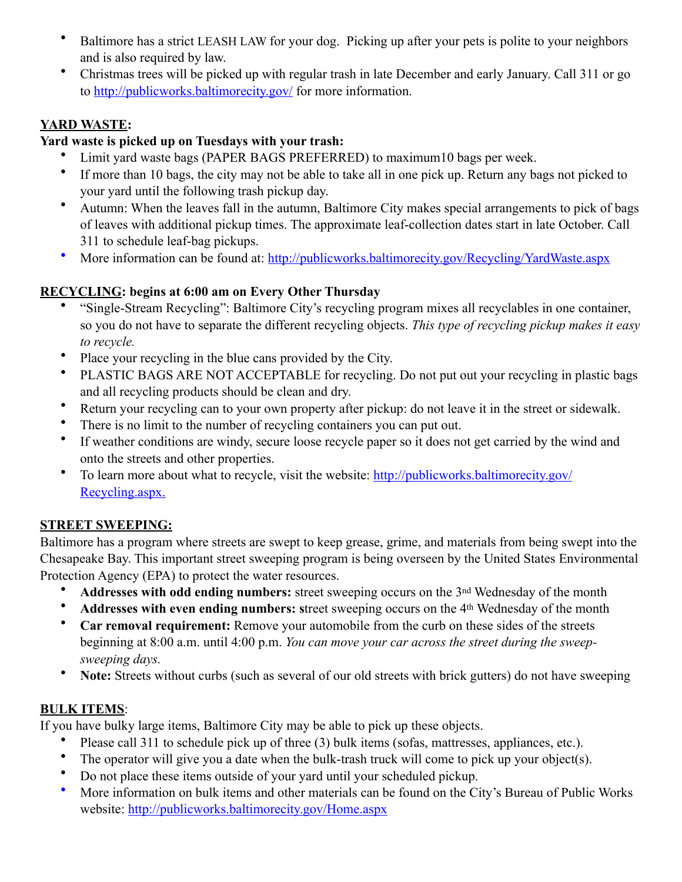- Baltimore has a strict LEASH LAW for your dog. Picking up after your pets is polite to your neighbors and is also required by law.
- Christmas trees will be picked up with regular trash in late December and early January. Call 311 or go to http://publicworks.baltimorecity.gov/ for more information.

**YARD WASTE:**

**Yard waste is picked up on Tuesdays with your trash:**

- Limit yard waste bags (PAPER BAGS PREFERRED) to maximum10 bags per week.
- If more than 10 bags, the city may not be able to take all in one pick up. Return any bags not picked to your yard until the following trash pickup day.
- Autumn: When the leaves fall in the autumn, Baltimore City makes special arrangements to pick of bags of leaves with additional pickup times. The approximate leaf-collection dates start in late October. Call 311 to schedule leaf-bag pickups.
- More information can be found at: http://publicworks.baltimorecity.gov/Recycling/YardWaste.aspx

**RECYCLING: begins at 6:00 am on Every Other Thursday**

- "Single-Stream Recycling": Baltimore City's recycling program mixes all recyclables in one container, so you do not have to separate the different recycling objects. *This type of recycling pickup makes it easy to recycle.*
- Place your recycling in the blue cans provided by the City.
- PLASTIC BAGS ARE NOT ACCEPTABLE for recycling. Do not put out your recycling in plastic bags and all recycling products should be clean and dry.
- Return your recycling can to your own property after pickup: do not leave it in the street or sidewalk.
- There is no limit to the number of recycling containers you can put out.
- If weather conditions are windy, secure loose recycle paper so it does not get carried by the wind and onto the streets and other properties.
- To learn more about what to recycle, visit the website: http://publicworks.baltimorecity.gov/Recycling.aspx.

**STREET SWEEPING:**

Baltimore has a program where streets are swept to keep grease, grime, and materials from being swept into the Chesapeake Bay. This important street sweeping program is being overseen by the United States Environmental Protection Agency (EPA) to protect the water resources.

- **Addresses with odd ending numbers:** street sweeping occurs on the 3rd Wednesday of the month
- **Addresses with even ending numbers: s**treet sweeping occurs on the 4th Wednesday of the month
- **Car removal requirement:** Remove your automobile from the curb on these sides of the streets beginning at 8:00 a.m. until 4:00 p.m. *You can move your car across the street during the sweep-sweeping days.*
- **Note:** Streets without curbs (such as several of our old streets with brick gutters) do not have sweeping

**BULK ITEMS**:

If you have bulky large items, Baltimore City may be able to pick up these objects.

- Please call 311 to schedule pick up of three (3) bulk items (sofas, mattresses, appliances, etc.).
- The operator will give you a date when the bulk-trash truck will come to pick up your object(s).
- Do not place these items outside of your yard until your scheduled pickup.
- More information on bulk items and other materials can be found on the City's Bureau of Public Works website: http://publicworks.baltimorecity.gov/Home.aspx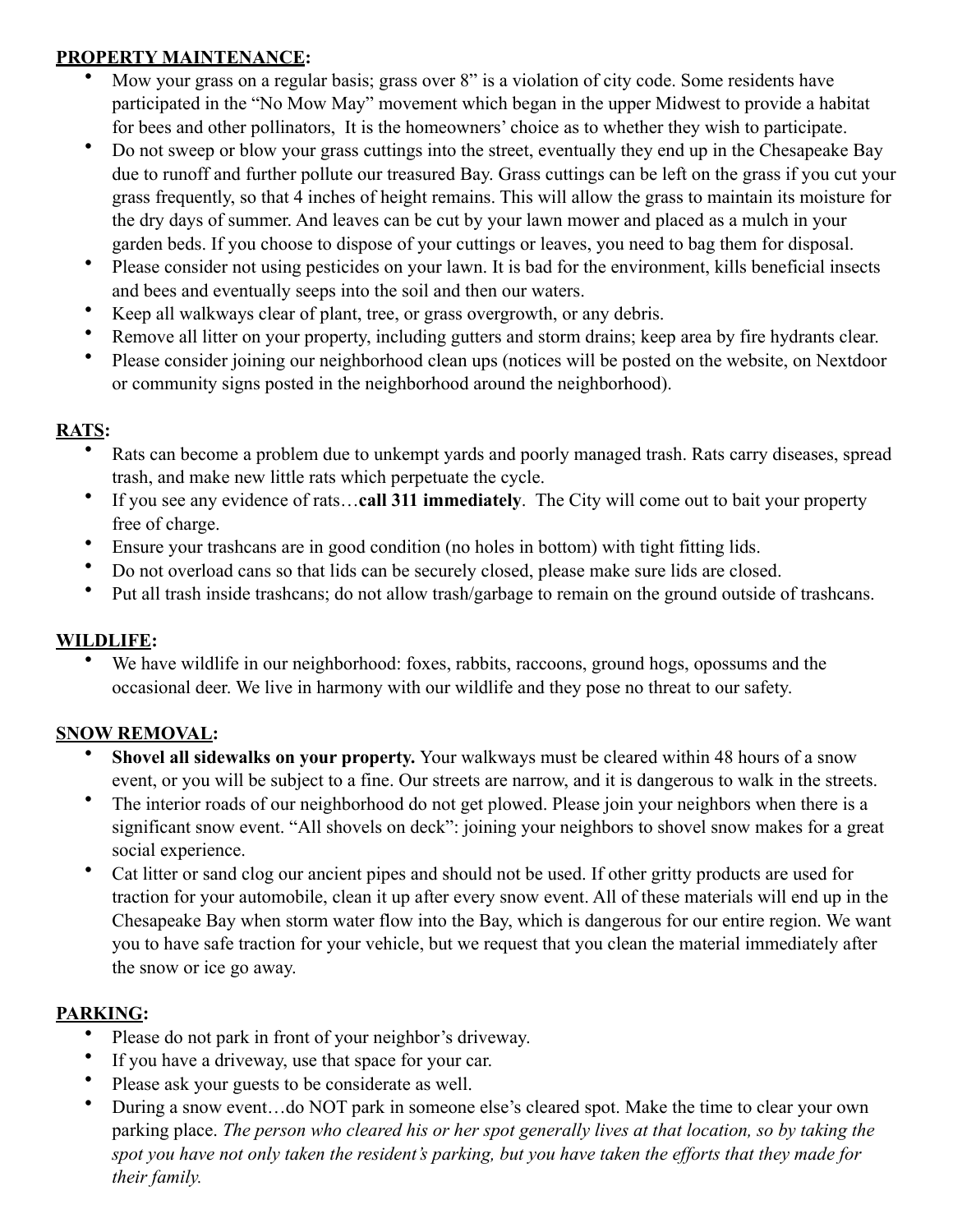**PROPERTY MAINTENANCE:**

- Mow your grass on a regular basis; grass over 8" is a violation of city code. Some residents have participated in the "No Mow May" movement which began in the upper Midwest to provide a habitat for bees and other pollinators,  It is the homeowners' choice as to whether they wish to participate.
- Do not sweep or blow your grass cuttings into the street, eventually they end up in the Chesapeake Bay due to runoff and further pollute our treasured Bay. Grass cuttings can be left on the grass if you cut your grass frequently, so that 4 inches of height remains. This will allow the grass to maintain its moisture for the dry days of summer. And leaves can be cut by your lawn mower and placed as a mulch in your garden beds. If you choose to dispose of your cuttings or leaves, you need to bag them for disposal.
- Please consider not using pesticides on your lawn. It is bad for the environment, kills beneficial insects and bees and eventually seeps into the soil and then our waters.
- Keep all walkways clear of plant, tree, or grass overgrowth, or any debris.
- Remove all litter on your property, including gutters and storm drains; keep area by fire hydrants clear.
- Please consider joining our neighborhood clean ups (notices will be posted on the website, on Nextdoor or community signs posted in the neighborhood around the neighborhood).

**RATS:**

- Rats can become a problem due to unkempt yards and poorly managed trash. Rats carry diseases, spread trash, and make new little rats which perpetuate the cycle.
- If you see any evidence of rats…**call 311 immediately**.  The City will come out to bait your property free of charge.
- Ensure your trashcans are in good condition (no holes in bottom) with tight fitting lids.
- Do not overload cans so that lids can be securely closed, please make sure lids are closed.
- Put all trash inside trashcans; do not allow trash/garbage to remain on the ground outside of trashcans.

**WILDLIFE:**

- We have wildlife in our neighborhood: foxes, rabbits, raccoons, ground hogs, opossums and the occasional deer. We live in harmony with our wildlife and they pose no threat to our safety.

**SNOW REMOVAL:**

- **Shovel all sidewalks on your property.** Your walkways must be cleared within 48 hours of a snow event, or you will be subject to a fine. Our streets are narrow, and it is dangerous to walk in the streets.
- The interior roads of our neighborhood do not get plowed. Please join your neighbors when there is a significant snow event. "All shovels on deck": joining your neighbors to shovel snow makes for a great social experience.
- Cat litter or sand clog our ancient pipes and should not be used. If other gritty products are used for traction for your automobile, clean it up after every snow event. All of these materials will end up in the Chesapeake Bay when storm water flow into the Bay, which is dangerous for our entire region. We want you to have safe traction for your vehicle, but we request that you clean the material immediately after the snow or ice go away.

**PARKING:**

- Please do not park in front of your neighbor's driveway.
- If you have a driveway, use that space for your car.
- Please ask your guests to be considerate as well.
- During a snow event…do NOT park in someone else's cleared spot. Make the time to clear your own parking place. *The person who cleared his or her spot generally lives at that location, so by taking the spot you have not only taken the resident's parking, but you have taken the efforts that they made for their family.*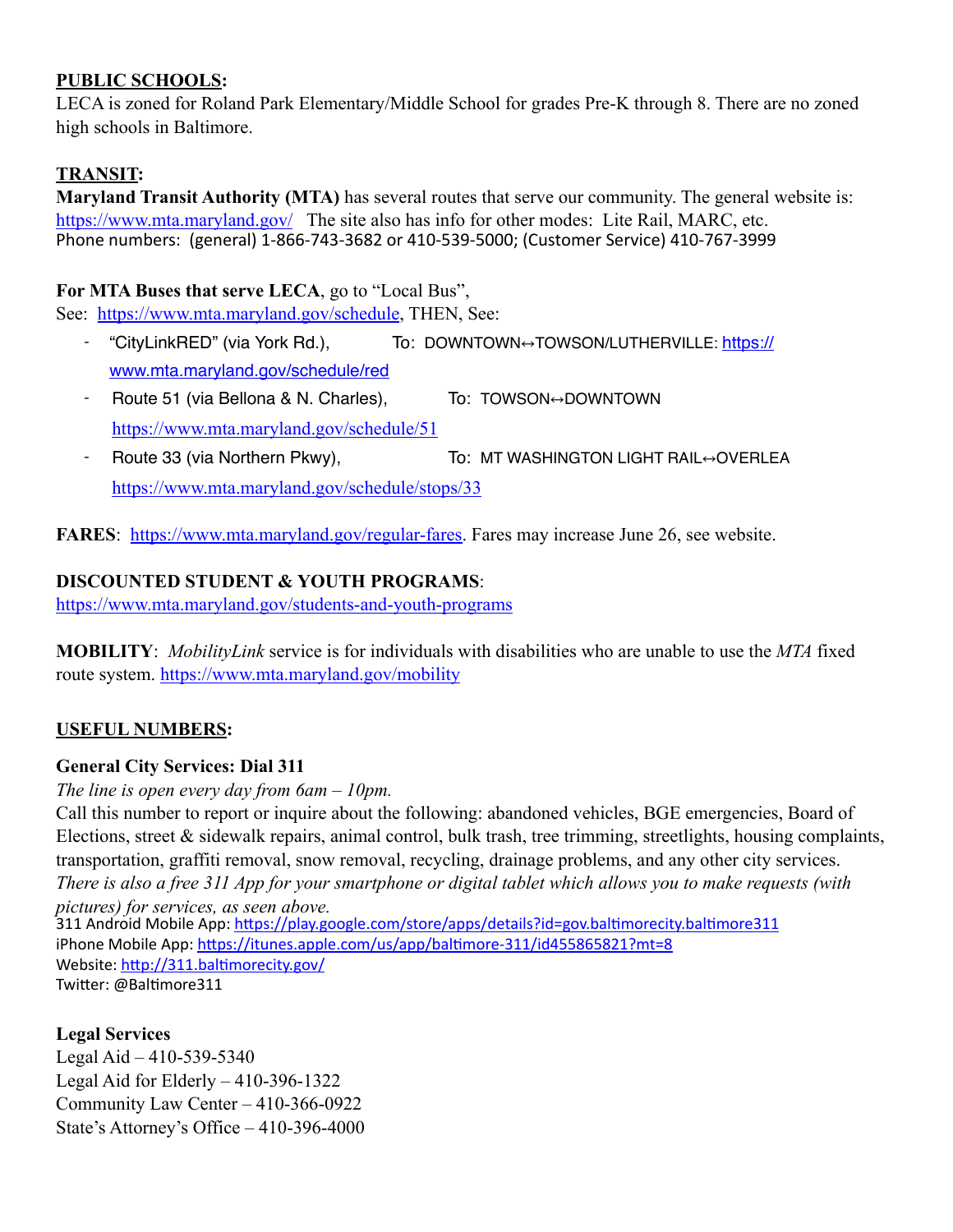**PUBLIC SCHOOLS:**

LECA is zoned for Roland Park Elementary/Middle School for grades Pre-K through 8. There are no zoned high schools in Baltimore.

**TRANSIT:**

**Maryland Transit Authority (MTA)** has several routes that serve our community. The general website is: https://www.mta.maryland.gov/ The site also has info for other modes: Lite Rail, MARC, etc.
Phone numbers: (general) 1-866-743-3682 or 410-539-5000; (Customer Service) 410-767-3999

**For MTA Buses that serve LECA**, go to "Local Bus",
See: https://www.mta.maryland.gov/schedule, THEN, See:

- "CityLinkRED" (via York Rd.), To: DOWNTOWN↔TOWSON/LUTHERVILLE: https://www.mta.maryland.gov/schedule/red
- Route 51 (via Bellona & N. Charles), To: TOWSON↔DOWNTOWN https://www.mta.maryland.gov/schedule/51
- Route 33 (via Northern Pkwy), To: MT WASHINGTON LIGHT RAIL↔OVERLEA https://www.mta.maryland.gov/schedule/stops/33

**FARES**: https://www.mta.maryland.gov/regular-fares. Fares may increase June 26, see website.

**DISCOUNTED STUDENT & YOUTH PROGRAMS**:
https://www.mta.maryland.gov/students-and-youth-programs

**MOBILITY**: *MobilityLink* service is for individuals with disabilities who are unable to use the *MTA* fixed route system. https://www.mta.maryland.gov/mobility

**USEFUL NUMBERS:**

**General City Services: Dial 311**

*The line is open every day from 6am – 10pm.*

Call this number to report or inquire about the following: abandoned vehicles, BGE emergencies, Board of Elections, street & sidewalk repairs, animal control, bulk trash, tree trimming, streetlights, housing complaints, transportation, graffiti removal, snow removal, recycling, drainage problems, and any other city services. *There is also a free 311 App for your smartphone or digital tablet which allows you to make requests (with pictures) for services, as seen above.*

311 Android Mobile App: https://play.google.com/store/apps/details?id=gov.baltimorecity.baltimore311
iPhone Mobile App: https://itunes.apple.com/us/app/baltimore-311/id455865821?mt=8
Website: http://311.baltimorecity.gov/
Twitter: @Baltimore311

**Legal Services**

Legal Aid – 410-539-5340
Legal Aid for Elderly – 410-396-1322
Community Law Center – 410-366-0922
State's Attorney's Office – 410-396-4000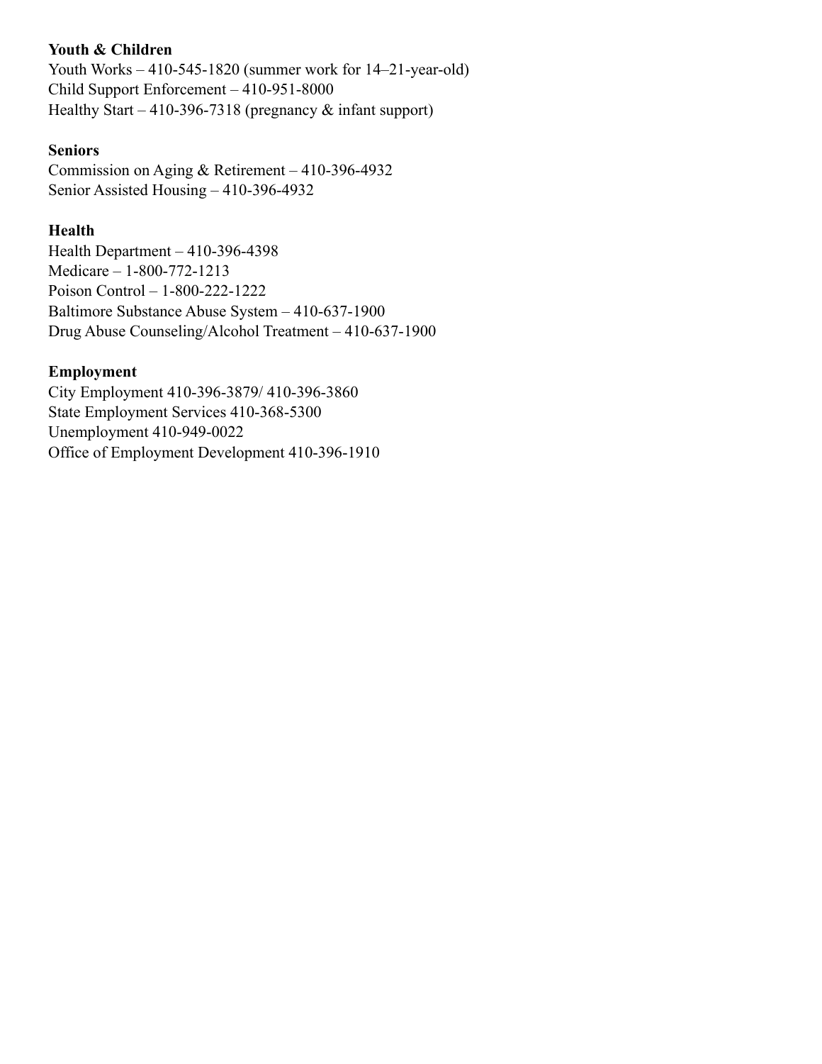**Youth & Children**
Youth Works – 410-545-1820 (summer work for 14–21-year-old)
Child Support Enforcement – 410-951-8000
Healthy Start – 410-396-7318 (pregnancy & infant support)

**Seniors**
Commission on Aging & Retirement – 410-396-4932
Senior Assisted Housing – 410-396-4932

**Health**
Health Department – 410-396-4398
Medicare – 1-800-772-1213
Poison Control – 1-800-222-1222
Baltimore Substance Abuse System – 410-637-1900
Drug Abuse Counseling/Alcohol Treatment – 410-637-1900

**Employment**
City Employment 410-396-3879/ 410-396-3860
State Employment Services 410-368-5300
Unemployment 410-949-0022
Office of Employment Development 410-396-1910